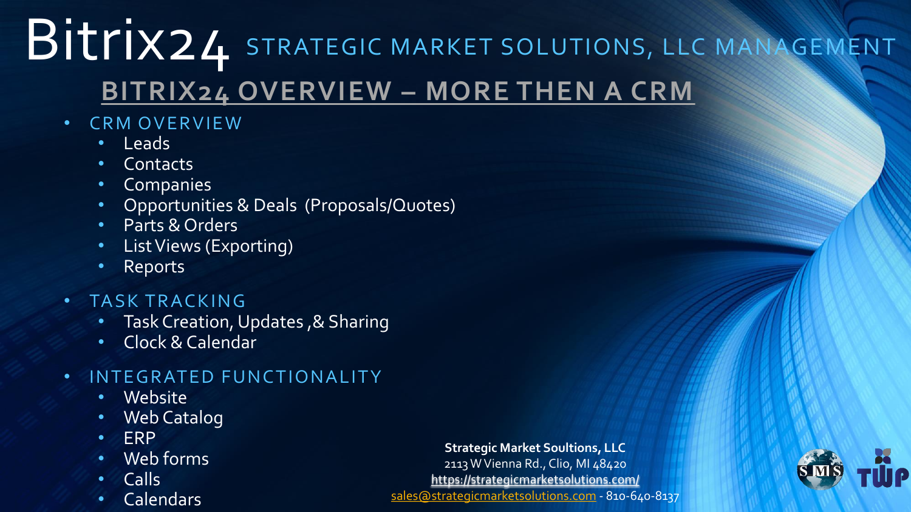# Bitrix24 STRATEGIC MARKET SOLUTIONS, LLC MANAGEMENT

## BITRIX24 OVERVIEW – MORE THEN A CRM

- CRM OVERVIEW
  - Leads
  - Contacts
  - Companies
  - Opportunities & Deals (Proposals/Quotes)
  - Parts & Orders
  - List Views (Exporting)
  - Reports
- TASK TRACKING
  - Task Creation, Updates ,& Sharing
  - Clock & Calendar
- INTEGRATED FUNCTIONALITY
  - Website
  - Web Catalog
  - ERP
  - Web forms
  - Calls
  - Calendars

**Strategic Market Soultions, LLC**
2113 W Vienna Rd., Clio, MI 48420
https://strategicmarketsolutions.com/
sales@strategicmarketsolutions.com - 810-640-8137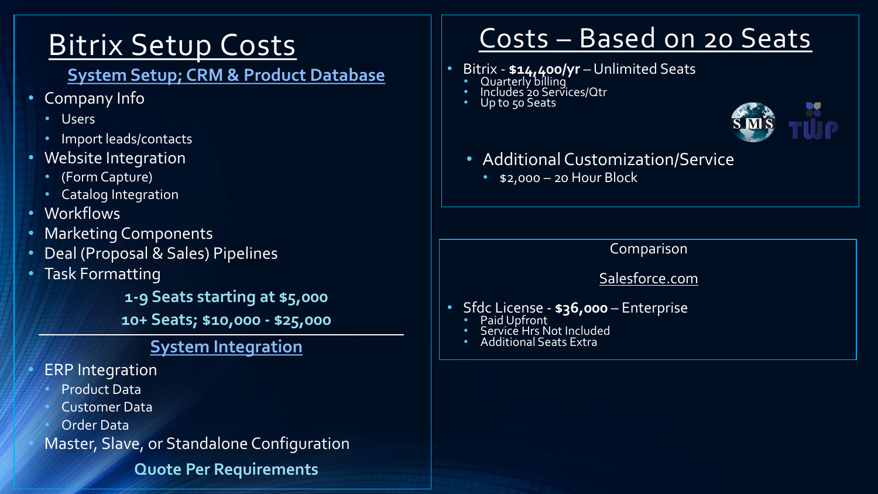# Bitrix Setup Costs

## System Setup; CRM & Product Database

- Company Info
  - Users
  - Import leads/contacts
- Website Integration
  - (Form Capture)
  - Catalog Integration
- Workflows
- Marketing Components
- Deal (Proposal & Sales) Pipelines
- Task Formatting

**1-9 Seats starting at $5,000**

**10+ Seats; $10,000 - $25,000**

## System Integration

- ERP Integration
  - Product Data
  - Customer Data
  - Order Data
- Master, Slave, or Standalone Configuration

**Quote Per Requirements**

# Costs – Based on 20 Seats

- Bitrix - **$14,400/yr** – Unlimited Seats
  - Quarterly billing
  - Includes 20 Services/Qtr
  - Up to 50 Seats

- Additional Customization/Service
  - $2,000 – 20 Hour Block

Comparison

Salesforce.com

- Sfdc License - **$36,000** – Enterprise
  - Paid Upfront
  - Service Hrs Not Included
  - Additional Seats Extra